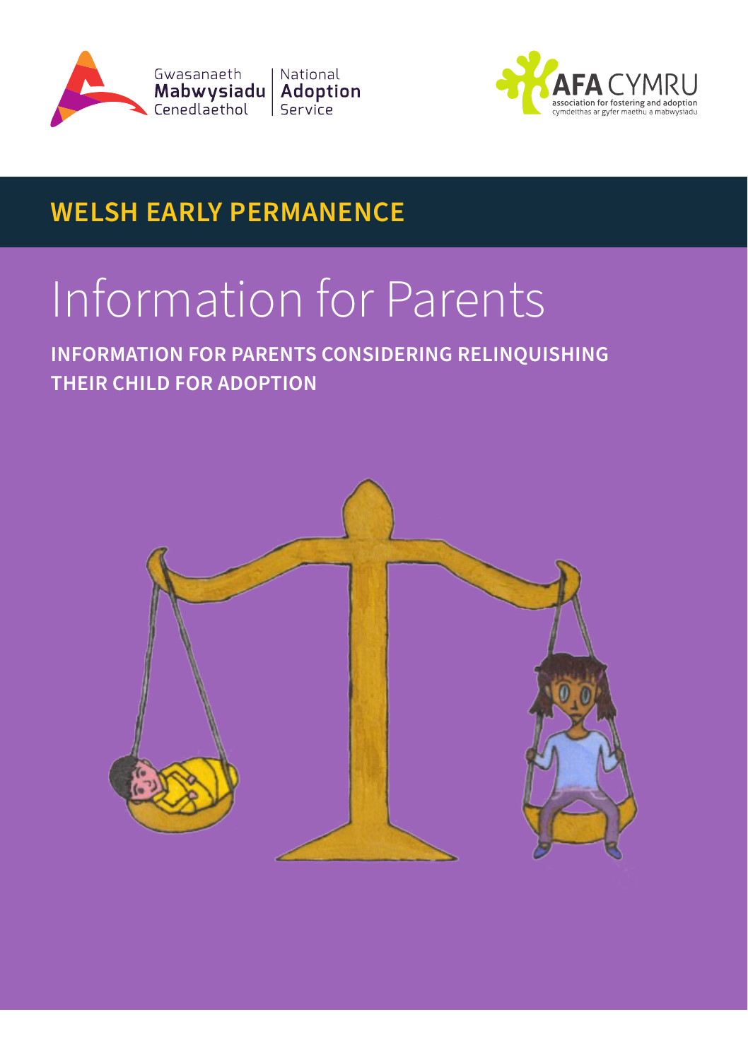Gwasanaeth Mabwysiadu Cenedlaethol | National Adoption Service

AFA CYMRU
association for fostering and adoption
cymdeithas ar gyfer maethu a mabwysiadu

**WELSH EARLY PERMANENCE**

# Information for Parents

**INFORMATION FOR PARENTS CONSIDERING RELINQUISHING THEIR CHILD FOR ADOPTION**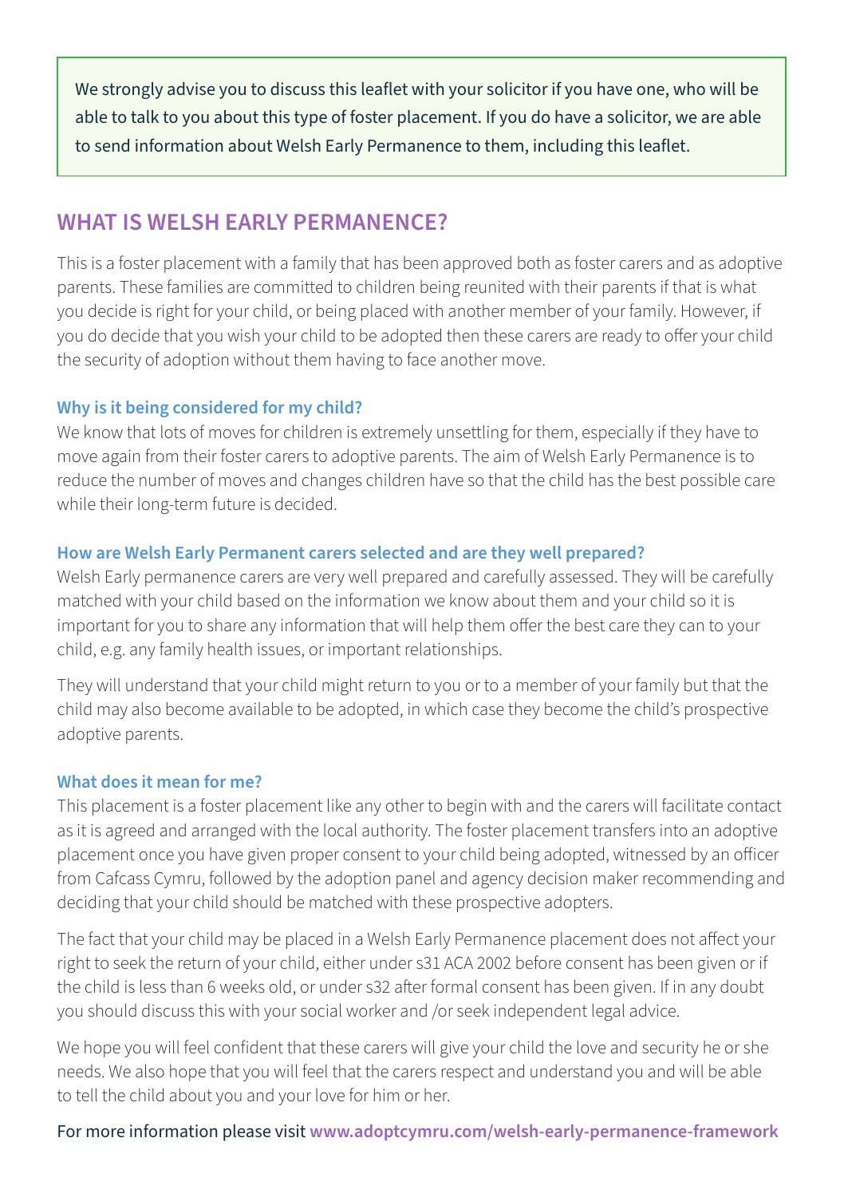We strongly advise you to discuss this leaflet with your solicitor if you have one, who will be able to talk to you about this type of foster placement. If you do have a solicitor, we are able to send information about Welsh Early Permanence to them, including this leaflet.

## WHAT IS WELSH EARLY PERMANENCE?

This is a foster placement with a family that has been approved both as foster carers and as adoptive parents. These families are committed to children being reunited with their parents if that is what you decide is right for your child, or being placed with another member of your family. However, if you do decide that you wish your child to be adopted then these carers are ready to offer your child the security of adoption without them having to face another move.

### Why is it being considered for my child?

We know that lots of moves for children is extremely unsettling for them, especially if they have to move again from their foster carers to adoptive parents. The aim of Welsh Early Permanence is to reduce the number of moves and changes children have so that the child has the best possible care while their long-term future is decided.

### How are Welsh Early Permanent carers selected and are they well prepared?

Welsh Early permanence carers are very well prepared and carefully assessed. They will be carefully matched with your child based on the information we know about them and your child so it is important for you to share any information that will help them offer the best care they can to your child, e.g. any family health issues, or important relationships.

They will understand that your child might return to you or to a member of your family but that the child may also become available to be adopted, in which case they become the child's prospective adoptive parents.

### What does it mean for me?

This placement is a foster placement like any other to begin with and the carers will facilitate contact as it is agreed and arranged with the local authority. The foster placement transfers into an adoptive placement once you have given proper consent to your child being adopted, witnessed by an officer from Cafcass Cymru, followed by the adoption panel and agency decision maker recommending and deciding that your child should be matched with these prospective adopters.

The fact that your child may be placed in a Welsh Early Permanence placement does not affect your right to seek the return of your child, either under s31 ACA 2002 before consent has been given or if the child is less than 6 weeks old, or under s32 after formal consent has been given. If in any doubt you should discuss this with your social worker and /or seek independent legal advice.

We hope you will feel confident that these carers will give your child the love and security he or she needs. We also hope that you will feel that the carers respect and understand you and will be able to tell the child about you and your love for him or her.

For more information please visit **www.adoptcymru.com/welsh-early-permanence-framework**